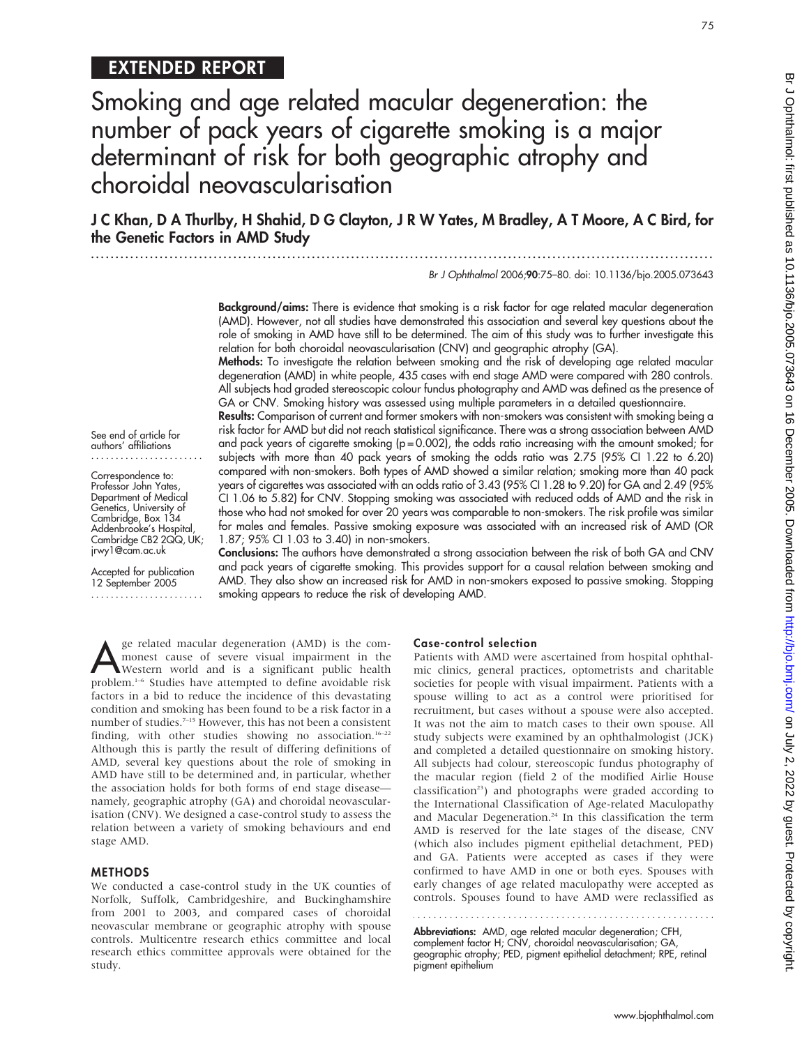EXTENDED REPORT

# Smoking and age related macular degeneration: the number of pack years of cigarette smoking is a major determinant of risk for both geographic atrophy and choroidal neovascularisation

**J C Khan, D A Thurlby, H Shahid, D G Clayton, J R W Yates, M Bradley, A T Moore, A C Bird, for the Genetic Factors in AMD Study**

*Br J Ophthalmol* 2006;**90**:75–80. doi: 10.1136/bjo.2005.073643

**Background/aims:** There is evidence that smoking is a risk factor for age related macular degeneration (AMD). However, not all studies have demonstrated this association and several key questions about the role of smoking in AMD have still to be determined. The aim of this study was to further investigate this relation for both choroidal neovascularisation (CNV) and geographic atrophy (GA).

**Methods:** To investigate the relation between smoking and the risk of developing age related macular degeneration (AMD) in white people, 435 cases with end stage AMD were compared with 280 controls. All subjects had graded stereoscopic colour fundus photography and AMD was defined as the presence of GA or CNV. Smoking history was assessed using multiple parameters in a detailed questionnaire.

**Results:** Comparison of current and former smokers with non-smokers was consistent with smoking being a risk factor for AMD but did not reach statistical significance. There was a strong association between AMD and pack years of cigarette smoking ($p = 0.002$), the odds ratio increasing with the amount smoked; for subjects with more than 40 pack years of smoking the odds ratio was 2.75 (95% CI 1.22 to 6.20) compared with non-smokers. Both types of AMD showed a similar relation; smoking more than 40 pack years of cigarettes was associated with an odds ratio of 3.43 (95% CI 1.28 to 9.20) for GA and 2.49 (95% CI 1.06 to 5.82) for CNV. Stopping smoking was associated with reduced odds of AMD and the risk in those who had not smoked for over 20 years was comparable to non-smokers. The risk profile was similar for males and females. Passive smoking exposure was associated with an increased risk of AMD (OR 1.87; 95% CI 1.03 to 3.40) in non-smokers.

**Conclusions:** The authors have demonstrated a strong association between the risk of both GA and CNV and pack years of cigarette smoking. This provides support for a causal relation between smoking and AMD. They also show an increased risk for AMD in non-smokers exposed to passive smoking. Stopping smoking appears to reduce the risk of developing AMD.

See end of article for authors' affiliations

Correspondence to: Professor John Yates, Department of Medical Genetics, University of Cambridge, Box 134 Addenbrooke's Hospital, Cambridge CB2 2QQ, UK; jrwy1@cam.ac.uk

Accepted for publication 12 September 2005

Age related macular degeneration (AMD) is the commonest cause of severe visual impairment in the Western world and is a significant public health problem.[1–6] Studies have attempted to define avoidable risk factors in a bid to reduce the incidence of this devastating condition and smoking has been found to be a risk factor in a number of studies.[7–15] However, this has not been a consistent finding, with other studies showing no association.[16–22] Although this is partly the result of differing definitions of AMD, several key questions about the role of smoking in AMD have still to be determined and, in particular, whether the association holds for both forms of end stage disease—namely, geographic atrophy (GA) and choroidal neovascularisation (CNV). We designed a case-control study to assess the relation between a variety of smoking behaviours and end stage AMD.

## METHODS

We conducted a case-control study in the UK counties of Norfolk, Suffolk, Cambridgeshire, and Buckinghamshire from 2001 to 2003, and compared cases of choroidal neovascular membrane or geographic atrophy with spouse controls. Multicentre research ethics committee and local research ethics committee approvals were obtained for the study.

### Case-control selection

Patients with AMD were ascertained from hospital ophthalmic clinics, general practices, optometrists and charitable societies for people with visual impairment. Patients with a spouse willing to act as a control were prioritised for recruitment, but cases without a spouse were also accepted. It was not the aim to match cases to their own spouse. All study subjects were examined by an ophthalmologist (JCK) and completed a detailed questionnaire on smoking history. All subjects had colour, stereoscopic fundus photography of the macular region (field 2 of the modified Airlie House classification[23]) and photographs were graded according to the International Classification of Age-related Maculopathy and Macular Degeneration.[24] In this classification the term AMD is reserved for the late stages of the disease, CNV (which also includes pigment epithelial detachment, PED) and GA. Patients were accepted as cases if they were confirmed to have AMD in one or both eyes. Spouses with early changes of age related maculopathy were accepted as controls. Spouses found to have AMD were reclassified as

**Abbreviations:** AMD, age related macular degeneration; CFH, complement factor H; CNV, choroidal neovascularisation; GA, geographic atrophy; PED, pigment epithelial detachment; RPE, retinal pigment epithelium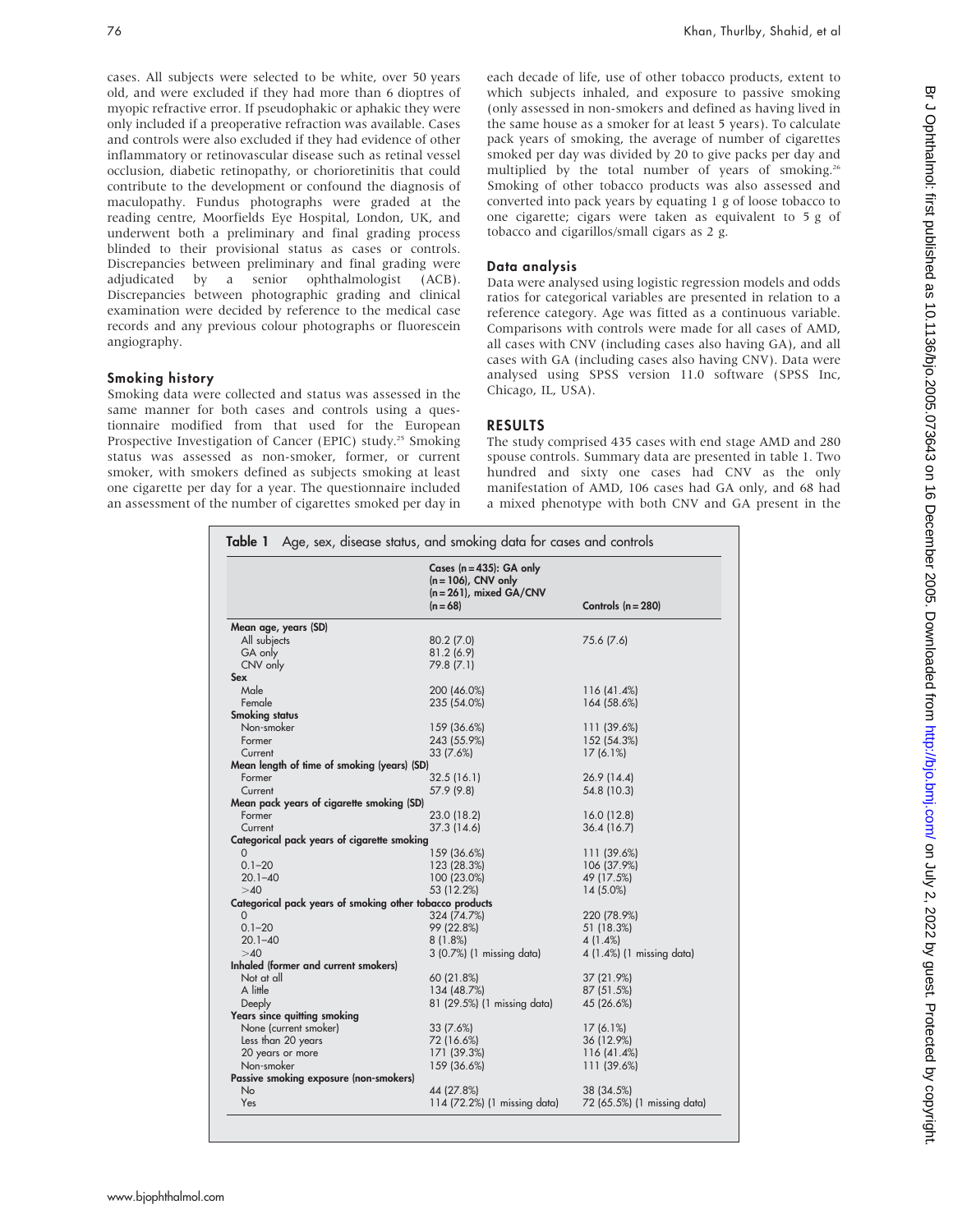cases. All subjects were selected to be white, over 50 years old, and were excluded if they had more than 6 dioptres of myopic refractive error. If pseudophakic or aphakic they were only included if a preoperative refraction was available. Cases and controls were also excluded if they had evidence of other inflammatory or retinovascular disease such as retinal vessel occlusion, diabetic retinopathy, or chorioretinitis that could contribute to the development or confound the diagnosis of maculopathy. Fundus photographs were graded at the reading centre, Moorfields Eye Hospital, London, UK, and underwent both a preliminary and final grading process blinded to their provisional status as cases or controls. Discrepancies between preliminary and final grading were adjudicated by a senior ophthalmologist (ACB). Discrepancies between photographic grading and clinical examination were decided by reference to the medical case records and any previous colour photographs or fluorescein angiography.

### Smoking history

Smoking data were collected and status was assessed in the same manner for both cases and controls using a questionnaire modified from that used for the European Prospective Investigation of Cancer (EPIC) study.[25] Smoking status was assessed as non-smoker, former, or current smoker, with smokers defined as subjects smoking at least one cigarette per day for a year. The questionnaire included an assessment of the number of cigarettes smoked per day in each decade of life, use of other tobacco products, extent to which subjects inhaled, and exposure to passive smoking (only assessed in non-smokers and defined as having lived in the same house as a smoker for at least 5 years). To calculate pack years of smoking, the average of number of cigarettes smoked per day was divided by 20 to give packs per day and multiplied by the total number of years of smoking.[26] Smoking of other tobacco products was also assessed and converted into pack years by equating 1 g of loose tobacco to one cigarette; cigars were taken as equivalent to 5 g of tobacco and cigarillos/small cigars as 2 g.

### Data analysis

Data were analysed using logistic regression models and odds ratios for categorical variables are presented in relation to a reference category. Age was fitted as a continuous variable. Comparisons with controls were made for all cases of AMD, all cases with CNV (including cases also having GA), and all cases with GA (including cases also having CNV). Data were analysed using SPSS version 11.0 software (SPSS Inc, Chicago, IL, USA).

## RESULTS

The study comprised 435 cases with end stage AMD and 280 spouse controls. Summary data are presented in table 1. Two hundred and sixty one cases had CNV as the only manifestation of AMD, 106 cases had GA only, and 68 had a mixed phenotype with both CNV and GA present in the

**Table 1** Age, sex, disease status, and smoking data for cases and controls

| | Cases (n = 435): GA only (n = 106), CNV only (n = 261), mixed GA/CNV (n = 68) | Controls (n = 280) |
|---|---|---|
| **Mean age, years (SD)** | | |
| All subjects | 80.2 (7.0) | 75.6 (7.6) |
| GA only | 81.2 (6.9) | |
| CNV only | 79.8 (7.1) | |
| **Sex** | | |
| Male | 200 (46.0%) | 116 (41.4%) |
| Female | 235 (54.0%) | 164 (58.6%) |
| **Smoking status** | | |
| Non-smoker | 159 (36.6%) | 111 (39.6%) |
| Former | 243 (55.9%) | 152 (54.3%) |
| Current | 33 (7.6%) | 17 (6.1%) |
| **Mean length of time of smoking (years) (SD)** | | |
| Former | 32.5 (16.1) | 26.9 (14.4) |
| Current | 57.9 (9.8) | 54.8 (10.3) |
| **Mean pack years of cigarette smoking (SD)** | | |
| Former | 23.0 (18.2) | 16.0 (12.8) |
| Current | 37.3 (14.6) | 36.4 (16.7) |
| **Categorical pack years of cigarette smoking** | | |
| 0 | 159 (36.6%) | 111 (39.6%) |
| 0.1–20 | 123 (28.3%) | 106 (37.9%) |
| 20.1–40 | 100 (23.0%) | 49 (17.5%) |
| >40 | 53 (12.2%) | 14 (5.0%) |
| **Categorical pack years of smoking other tobacco products** | | |
| 0 | 324 (74.7%) | 220 (78.9%) |
| 0.1–20 | 99 (22.8%) | 51 (18.3%) |
| 20.1–40 | 8 (1.8%) | 4 (1.4%) |
| >40 | 3 (0.7%) (1 missing data) | 4 (1.4%) (1 missing data) |
| **Inhaled (former and current smokers)** | | |
| Not at all | 60 (21.8%) | 37 (21.9%) |
| A little | 134 (48.7%) | 87 (51.5%) |
| Deeply | 81 (29.5%) (1 missing data) | 45 (26.6%) |
| **Years since quitting smoking** | | |
| None (current smoker) | 33 (7.6%) | 17 (6.1%) |
| Less than 20 years | 72 (16.6%) | 36 (12.9%) |
| 20 years or more | 171 (39.3%) | 116 (41.4%) |
| Non-smoker | 159 (36.6%) | 111 (39.6%) |
| **Passive smoking exposure (non-smokers)** | | |
| No | 44 (27.8%) | 38 (34.5%) |
| Yes | 114 (72.2%) (1 missing data) | 72 (65.5%) (1 missing data) |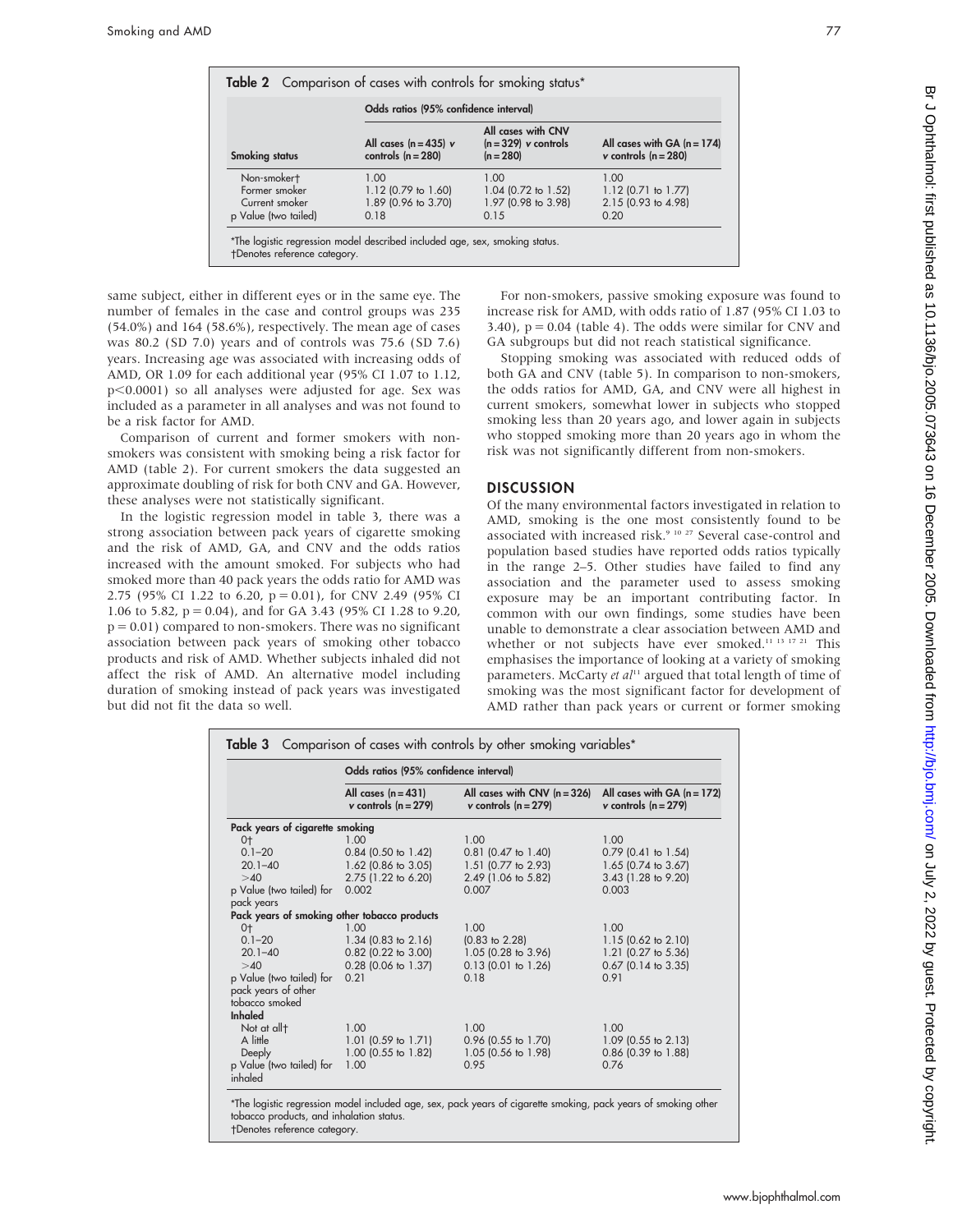**Table 2** Comparison of cases with controls for smoking status*

| | Odds ratios (95% confidence interval) | | |
|---|---|---|---|
| Smoking status | All cases (n = 435) v controls (n = 280) | All cases with CNV (n = 329) v controls (n = 280) | All cases with GA (n = 174) v controls (n = 280) |
| Non-smoker† | 1.00 | 1.00 | 1.00 |
| Former smoker | 1.12 (0.79 to 1.60) | 1.04 (0.72 to 1.52) | 1.12 (0.71 to 1.77) |
| Current smoker | 1.89 (0.96 to 3.70) | 1.97 (0.98 to 3.98) | 2.15 (0.93 to 4.98) |
| p Value (two tailed) | 0.18 | 0.15 | 0.20 |

*The logistic regression model described included age, sex, smoking status.
†Denotes reference category.

same subject, either in different eyes or in the same eye. The number of females in the case and control groups was 235 (54.0%) and 164 (58.6%), respectively. The mean age of cases was 80.2 (SD 7.0) years and of controls was 75.6 (SD 7.6) years. Increasing age was associated with increasing odds of AMD, OR 1.09 for each additional year (95% CI 1.07 to 1.12, $p<0.0001$) so all analyses were adjusted for age. Sex was included as a parameter in all analyses and was not found to be a risk factor for AMD.

Comparison of current and former smokers with non-smokers was consistent with smoking being a risk factor for AMD (table 2). For current smokers the data suggested an approximate doubling of risk for both CNV and GA. However, these analyses were not statistically significant.

In the logistic regression model in table 3, there was a strong association between pack years of cigarette smoking and the risk of AMD, GA, and CNV and the odds ratios increased with the amount smoked. For subjects who had smoked more than 40 pack years the odds ratio for AMD was 2.75 (95% CI 1.22 to 6.20, $p = 0.01$), for CNV 2.49 (95% CI 1.06 to 5.82, $p = 0.04$), and for GA 3.43 (95% CI 1.28 to 9.20, $p = 0.01$) compared to non-smokers. There was no significant association between pack years of smoking other tobacco products and risk of AMD. Whether subjects inhaled did not affect the risk of AMD. An alternative model including duration of smoking instead of pack years was investigated but did not fit the data so well.

For non-smokers, passive smoking exposure was found to increase risk for AMD, with odds ratio of 1.87 (95% CI 1.03 to 3.40), $p = 0.04$ (table 4). The odds were similar for CNV and GA subgroups but did not reach statistical significance.

Stopping smoking was associated with reduced odds of both GA and CNV (table 5). In comparison to non-smokers, the odds ratios for AMD, GA, and CNV were all highest in current smokers, somewhat lower in subjects who stopped smoking less than 20 years ago, and lower again in subjects who stopped smoking more than 20 years ago in whom the risk was not significantly different from non-smokers.

## DISCUSSION

Of the many environmental factors investigated in relation to AMD, smoking is the one most consistently found to be associated with increased risk.[9 10 27] Several case-control and population based studies have reported odds ratios typically in the range 2–5. Other studies have failed to find any association and the parameter used to assess smoking exposure may be an important contributing factor. In common with our own findings, some studies have been unable to demonstrate a clear association between AMD and whether or not subjects have ever smoked.[11 13 17 21] This emphasises the importance of looking at a variety of smoking parameters. McCarty *et al*[11] argued that total length of time of smoking was the most significant factor for development of AMD rather than pack years or current or former smoking

**Table 3** Comparison of cases with controls by other smoking variables*

| | Odds ratios (95% confidence interval) | | |
|---|---|---|---|
| | All cases (n = 431) v controls (n = 279) | All cases with CNV (n = 326) v controls (n = 279) | All cases with GA (n = 172) v controls (n = 279) |
| **Pack years of cigarette smoking** | | | |
| 0† | 1.00 | 1.00 | 1.00 |
| 0.1–20 | 0.84 (0.50 to 1.42) | 0.81 (0.47 to 1.40) | 0.79 (0.41 to 1.54) |
| 20.1–40 | 1.62 (0.86 to 3.05) | 1.51 (0.77 to 2.93) | 1.65 (0.74 to 3.67) |
| >40 | 2.75 (1.22 to 6.20) | 2.49 (1.06 to 5.82) | 3.43 (1.28 to 9.20) |
| p Value (two tailed) for pack years | 0.002 | 0.007 | 0.003 |
| **Pack years of smoking other tobacco products** | | | |
| 0† | 1.00 | 1.00 | 1.00 |
| 0.1–20 | 1.34 (0.83 to 2.16) | (0.83 to 2.28) | 1.15 (0.62 to 2.10) |
| 20.1–40 | 0.82 (0.22 to 3.00) | 1.05 (0.28 to 3.96) | 1.21 (0.27 to 5.36) |
| >40 | 0.28 (0.06 to 1.37) | 0.13 (0.01 to 1.26) | 0.67 (0.14 to 3.35) |
| p Value (two tailed) for pack years of other tobacco smoked | 0.21 | 0.18 | 0.91 |
| **Inhaled** | | | |
| Not at all† | 1.00 | 1.00 | 1.00 |
| A little | 1.01 (0.59 to 1.71) | 0.96 (0.55 to 1.70) | 1.09 (0.55 to 2.13) |
| Deeply | 1.00 (0.55 to 1.82) | 1.05 (0.56 to 1.98) | 0.86 (0.39 to 1.88) |
| p Value (two tailed) for inhaled | 1.00 | 0.95 | 0.76 |

*The logistic regression model included age, sex, pack years of cigarette smoking, pack years of smoking other tobacco products, and inhalation status.
†Denotes reference category.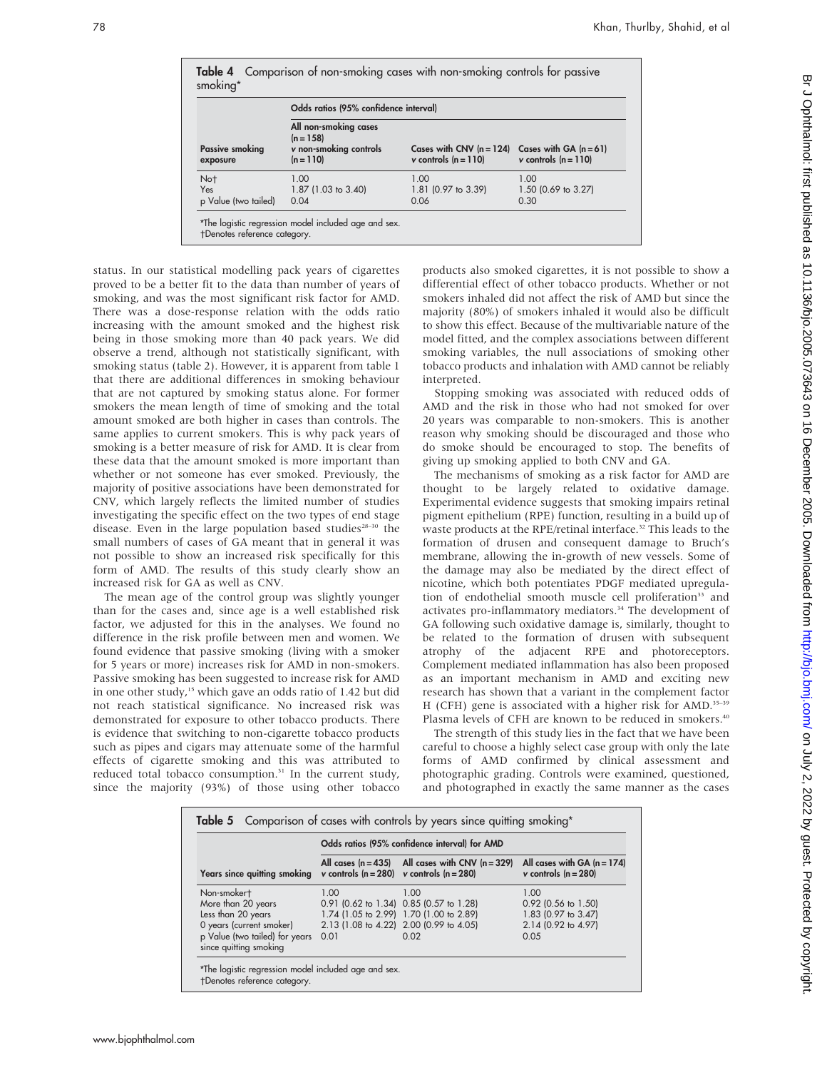**Table 4** Comparison of non-smoking cases with non-smoking controls for passive smoking*

| | Odds ratios (95% confidence interval) | | |
|---|---|---|---|
| Passive smoking exposure | All non-smoking cases (n = 158) v non-smoking controls (n = 110) | Cases with CNV (n = 124) v controls (n = 110) | Cases with GA (n = 61) v controls (n = 110) |
| Not† | 1.00 | 1.00 | 1.00 |
| Yes | 1.87 (1.03 to 3.40) | 1.81 (0.97 to 3.39) | 1.50 (0.69 to 3.27) |
| p Value (two tailed) | 0.04 | 0.06 | 0.30 |

*The logistic regression model included age and sex.
†Denotes reference category.

status. In our statistical modelling pack years of cigarettes proved to be a better fit to the data than number of years of smoking, and was the most significant risk factor for AMD. There was a dose-response relation with the odds ratio increasing with the amount smoked and the highest risk being in those smoking more than 40 pack years. We did observe a trend, although not statistically significant, with smoking status (table 2). However, it is apparent from table 1 that there are additional differences in smoking behaviour that are not captured by smoking status alone. For former smokers the mean length of time of smoking and the total amount smoked are both higher in cases than controls. The same applies to current smokers. This is why pack years of smoking is a better measure of risk for AMD. It is clear from these data that the amount smoked is more important than whether or not someone has ever smoked. Previously, the majority of positive associations have been demonstrated for CNV, which largely reflects the limited number of studies investigating the specific effect on the two types of end stage disease. Even in the large population based studies[28–30] the small numbers of cases of GA meant that in general it was not possible to show an increased risk specifically for this form of AMD. The results of this study clearly show an increased risk for GA as well as CNV.

The mean age of the control group was slightly younger than for the cases and, since age is a well established risk factor, we adjusted for this in the analyses. We found no difference in the risk profile between men and women. We found evidence that passive smoking (living with a smoker for 5 years or more) increases risk for AMD in non-smokers. Passive smoking has been suggested to increase risk for AMD in one other study,[15] which gave an odds ratio of 1.42 but did not reach statistical significance. No increased risk was demonstrated for exposure to other tobacco products. There is evidence that switching to non-cigarette tobacco products such as pipes and cigars may attenuate some of the harmful effects of cigarette smoking and this was attributed to reduced total tobacco consumption.[31] In the current study, since the majority (93%) of those using other tobacco products also smoked cigarettes, it is not possible to show a differential effect of other tobacco products. Whether or not smokers inhaled did not affect the risk of AMD but since the majority (80%) of smokers inhaled it would also be difficult to show this effect. Because of the multivariable nature of the model fitted, and the complex associations between different smoking variables, the null associations of smoking other tobacco products and inhalation with AMD cannot be reliably interpreted.

Stopping smoking was associated with reduced odds of AMD and the risk in those who had not smoked for over 20 years was comparable to non-smokers. This is another reason why smoking should be discouraged and those who do smoke should be encouraged to stop. The benefits of giving up smoking applied to both CNV and GA.

The mechanisms of smoking as a risk factor for AMD are thought to be largely related to oxidative damage. Experimental evidence suggests that smoking impairs retinal pigment epithelium (RPE) function, resulting in a build up of waste products at the RPE/retinal interface.[32] This leads to the formation of drusen and consequent damage to Bruch's membrane, allowing the in-growth of new vessels. Some of the damage may also be mediated by the direct effect of nicotine, which both potentiates PDGF mediated upregulation of endothelial smooth muscle cell proliferation[33] and activates pro-inflammatory mediators.[34] The development of GA following such oxidative damage is, similarly, thought to be related to the formation of drusen with subsequent atrophy of the adjacent RPE and photoreceptors. Complement mediated inflammation has also been proposed as an important mechanism in AMD and exciting new research has shown that a variant in the complement factor H (CFH) gene is associated with a higher risk for AMD.[35–39] Plasma levels of CFH are known to be reduced in smokers.[40]

The strength of this study lies in the fact that we have been careful to choose a highly select case group with only the late forms of AMD confirmed by clinical assessment and photographic grading. Controls were examined, questioned, and photographed in exactly the same manner as the cases

**Table 5** Comparison of cases with controls by years since quitting smoking*

| | Odds ratios (95% confidence interval) for AMD | | |
|---|---|---|---|
| Years since quitting smoking | All cases (n = 435) v controls (n = 280) | All cases with CNV (n = 329) v controls (n = 280) | All cases with GA (n = 174) v controls (n = 280) |
| Non-smoker† | 1.00 | 1.00 | 1.00 |
| More than 20 years | 0.91 (0.62 to 1.34) | 0.85 (0.57 to 1.28) | 0.92 (0.56 to 1.50) |
| Less than 20 years | 1.74 (1.05 to 2.99) | 1.70 (1.00 to 2.89) | 1.83 (0.97 to 3.47) |
| 0 years (current smoker) | 2.13 (1.08 to 4.22) | 2.00 (0.99 to 4.05) | 2.14 (0.92 to 4.97) |
| p Value (two tailed) for years since quitting smoking | 0.01 | 0.02 | 0.05 |

*The logistic regression model included age and sex.
†Denotes reference category.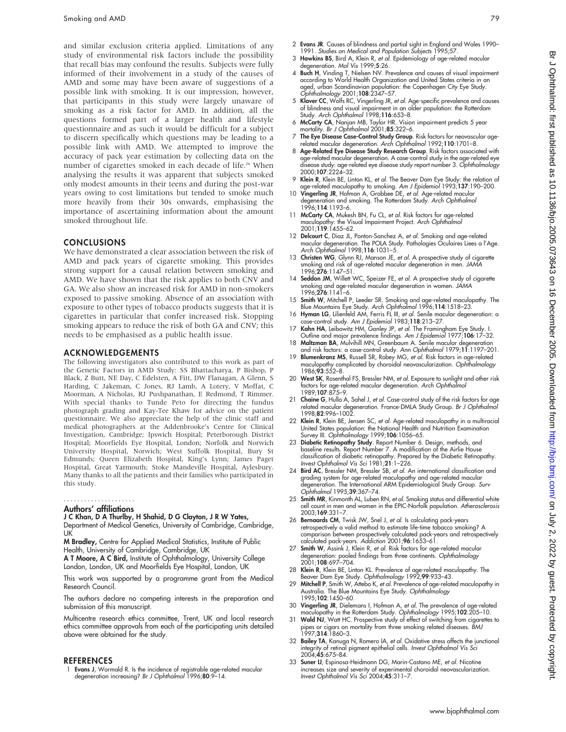and similar exclusion criteria applied. Limitations of any study of environmental risk factors include the possibility that recall bias may confound the results. Subjects were fully informed of their involvement in a study of the causes of AMD and some may have been aware of suggestions of a possible link with smoking. It is our impression, however, that participants in this study were largely unaware of smoking as a risk factor for AMD. In addition, all the questions formed part of a larger health and lifestyle questionnaire and as such it would be difficult for a subject to discern specifically which questions may be leading to a possible link with AMD. We attempted to improve the accuracy of pack year estimation by collecting data on the number of cigarettes smoked in each decade of life.[26] When analysing the results it was apparent that subjects smoked only modest amounts in their teens and during the post-war years owing to cost limitations but tended to smoke much more heavily from their 30s onwards, emphasising the importance of ascertaining information about the amount smoked throughout life.

## CONCLUSIONS

We have demonstrated a clear association between the risk of AMD and pack years of cigarette smoking. This provides strong support for a causal relation between smoking and AMD. We have shown that the risk applies to both CNV and GA. We also show an increased risk for AMD in non-smokers exposed to passive smoking. Absence of an association with exposure to other types of tobacco products suggests that it is cigarettes in particular that confer increased risk. Stopping smoking appears to reduce the risk of both GA and CNV; this needs to be emphasised as a public health issue.

## ACKNOWLEDGEMENTS

The following investigators also contributed to this work as part of the Genetic Factors in AMD Study: SS Bhattacharya, P Bishop, P Black, Z Butt, NE Day, C Edelsten, A Fitt, DW Flanagan, A Glenn, S Harding, C Jakeman, C Jones, RJ Lamb, A Lotery, V Moffat, C Moorman, A Nicholas, RJ Pushpanathan, E Redmond, T Rimmer. With special thanks to Tunde Peto for directing the fundus photograph grading and Kay-Tee Khaw for advice on the patient questionnaire. We also appreciate the help of the clinic staff and medical photographers at the Addenbrooke's Centre for Clinical Investigation, Cambridge; Ipswich Hospital; Peterborough District Hospital; Moorfields Eye Hospital, London; Norfolk and Norwich University Hospital, Norwich; West Suffolk Hospital, Bury St Edmunds; Queen Elizabeth Hospital, King's Lynn; James Paget Hospital, Great Yarmouth; Stoke Mandeville Hospital, Aylesbury. Many thanks to all the patients and their families who participated in this study.

### Authors' affiliations

**J C Khan, D A Thurlby, H Shahid, D G Clayton, J R W Yates,** Department of Medical Genetics, University of Cambridge, Cambridge, UK

**M Bradley,** Centre for Applied Medical Statistics, Institute of Public Health, University of Cambridge, Cambridge, UK

**A T Moore, A C Bird,** Institute of Ophthalmology, University College London, London, UK and Moorfields Eye Hospital, London, UK

This work was supported by a programme grant from the Medical Research Council.

The authors declare no competing interests in the preparation and submission of this manuscript.

Multicentre research ethics committee, Trent, UK and local research ethics committee approvals from each of the participating units detailed above were obtained for the study.

## REFERENCES

1. **Evans J**, Wormald R. Is the incidence of registrable age-related macular degeneration increasing? *Br J Ophthalmol* 1996;**80**:9–14.
2. **Evans JR**. Causes of blindness and partial sight in England and Wales 1990–1991. *Studies on Medical and Population Subjects* 1995;57.
3. **Hawkins BS**, Bird A, Klein R, *et al*. Epidemiology of age-related macular degeneration. *Mol Vis* 1999;**5**:26.
4. **Buch H**, Vinding T, Nielsen NV. Prevalence and causes of visual impairment according to World Health Organization and United States criteria in an aged, urban Scandinavian population: the Copenhagen City Eye Study. *Ophthalmology* 2001;**108**:2347–57.
5. **Klaver CC**, Wolfs RC, Vingerling JR, *et al*. Age-specific prevalence and causes of blindness and visual impairment in an older population: the Rotterdam Study. *Arch Ophthalmol* 1998;**116**:653–8.
6. **McCarty CA**, Nanjan MB, Taylor HR. Vision impairment predicts 5 year mortality. *Br J Ophthalmol* 2001;**85**:322–6.
7. **The Eye Disease Case-Control Study Group**. Risk factors for neovascular age-related macular degeneration. *Arch Ophthalmol* 1992;**110**:1701–8.
8. **Age-Related Eye Disease Study Research Group**. Risk factors associated with age-related macular degeneration. A case-control study in the age-related eye disease study: age-related eye disease study report number 3. *Ophthalmology* 2000;**107**:2224–32.
9. **Klein R**, Klein BE, Linton KL, *et al*. The Beaver Dam Eye Study: the relation of age-related maculopathy to smoking. *Am J Epidemiol* 1993;**137**:190–200.
10. **Vingerling JR**, Hofman A, Grobbee DE, *et al*. Age-related macular degeneration and smoking. The Rotterdam Study. *Arch Ophthalmol* 1996;**114**:1193–6.
11. **McCarty CA**, Mukesh BN, Fu CL, *et al*. Risk factors for age-related maculopathy: the Visual Impairment Project. *Arch Ophthalmol* 2001;**119**:1455–62.
12. **Delcourt C**, Diaz JL, Ponton-Sanchez A, *et al*. Smoking and age-related macular degeneration. The POLA Study. Pathologies Oculaires Liees a l'Age. *Arch Ophthalmol* 1998;**116**:1031–5.
13. **Christen WG**, Glynn RJ, Manson JE, *et al*. A prospective study of cigarette smoking and risk of age-related macular degeneration in men. *JAMA* 1996;**276**:1147–51.
14. **Seddon JM**, Willett WC, Speizer FE, *et al*. A prospective study of cigarette smoking and age-related macular degeneration in women. *JAMA* 1996;**276**:1141–6.
15. **Smith W**, Mitchell P, Leeder SR. Smoking and age-related maculopathy. The Blue Mountains Eye Study. *Arch Ophthalmol* 1996;**114**:1518–23.
16. **Hyman LG**, Lilienfeld AM, Ferris FL III, *et al*. Senile macular degeneration: a case-control study. *Am J Epidemiol* 1983;**118**:213–27.
17. **Kahn HA**, Leibowitz HM, Ganley JP, *et al*. The Framingham Eye Study. I. Outline and major prevalence findings. *Am J Epidemiol* 1977;**106**:17–32.
18. **Maltzman BA**, Mulvihill MN, Greenbaum A. Senile macular degeneration and risk factors: a case-control study. *Ann Ophthalmol* 1979;**11**:1197–201.
19. **Blumenkranz MS**, Russell SR, Robey MG, *et al*. Risk factors in age-related maculopathy complicated by choroidal neovascularization. *Ophthalmology* 1986;**93**:552–8.
20. **West SK**, Rosenthal FS, Bressler NM, *et al*. Exposure to sunlight and other risk factors for age-related macular degeneration. *Arch Ophthalmol* 1989;**107**:875–9.
21. **Chaine G**, Hullo A, Sahel J, *et al*. Case-control study of the risk factors for age related macular degeneration. France-DMLA Study Group. *Br J Ophthalmol* 1998;**82**:996–1002.
22. **Klein R**, Klein BE, Jensen SC, *et al*. Age-related maculopathy in a multiracial United States population: the National Health and Nutrition Examination Survey III. *Ophthalmology* 1999;**106**:1056–65.
23. **Diabetic Retinopathy Study**. Report Number 6. Design, methods, and baseline results. Report Number 7. A modification of the Airlie House classification of diabetic retinopathy. Prepared by the Diabetic Retinopathy. *Invest Ophthalmol Vis Sci* 1981;**21**:1–226.
24. **Bird AC**, Bressler NM, Bressler SB, *et al*. An international classification and grading system for age-related maculopathy and age-related macular degeneration. The International ARM Epidemiological Study Group. *Surv Ophthalmol* 1995;**39**:367–74.
25. **Smith MR**, Kinmonth AL, Luben RN, *et al*. Smoking status and differential white cell count in men and women in the EPIC-Norfolk population. *Atherosclerosis* 2003;**169**:331–7.
26. **Bernaards CM**, Twisk JW, Snel J, *et al*. Is calculating pack-years retrospectively a valid method to estimate life-time tobacco smoking? A comparison between prospectively calculated pack-years and retrospectively calculated pack-years. *Addiction* 2001;**96**:1653–61.
27. **Smith W**, Assink J, Klein R, *et al*. Risk factors for age-related macular degeneration: pooled findings from three continents. *Ophthalmology* 2001;**108**:697–704.
28. **Klein R**, Klein BE, Linton KL. Prevalence of age-related maculopathy. The Beaver Dam Eye Study. *Ophthalmology* 1992;**99**:933–43.
29. **Mitchell P**, Smith W, Attebo K, *et al*. Prevalence of age-related maculopathy in Australia. The Blue Mountains Eye Study. *Ophthalmology* 1995;**102**:1450–60.
30. **Vingerling JR**, Dielemans I, Hofman A, *et al*. The prevalence of age-related maculopathy in the Rotterdam Study. *Ophthalmology* 1995;**102**:205–10.
31. **Wald NJ**, Watt HC. Prospective study of effect of switching from cigarettes to pipes or cigars on mortality from three smoking related diseases. *BMJ* 1997;**314**:1860–3.
32. **Bailey TA**, Kanuga N, Romero IA, *et al*. Oxidative stress affects the junctional integrity of retinal pigment epithelial cells. *Invest Ophthalmol Vis Sci* 2004;**45**:675–84.
33. **Suner IJ**, Espinosa-Heidmann DG, Marin-Castano ME, *et al*. Nicotine increases size and severity of experimental choroidal neovascularization. *Invest Ophthalmol Vis Sci* 2004;**45**:311–7.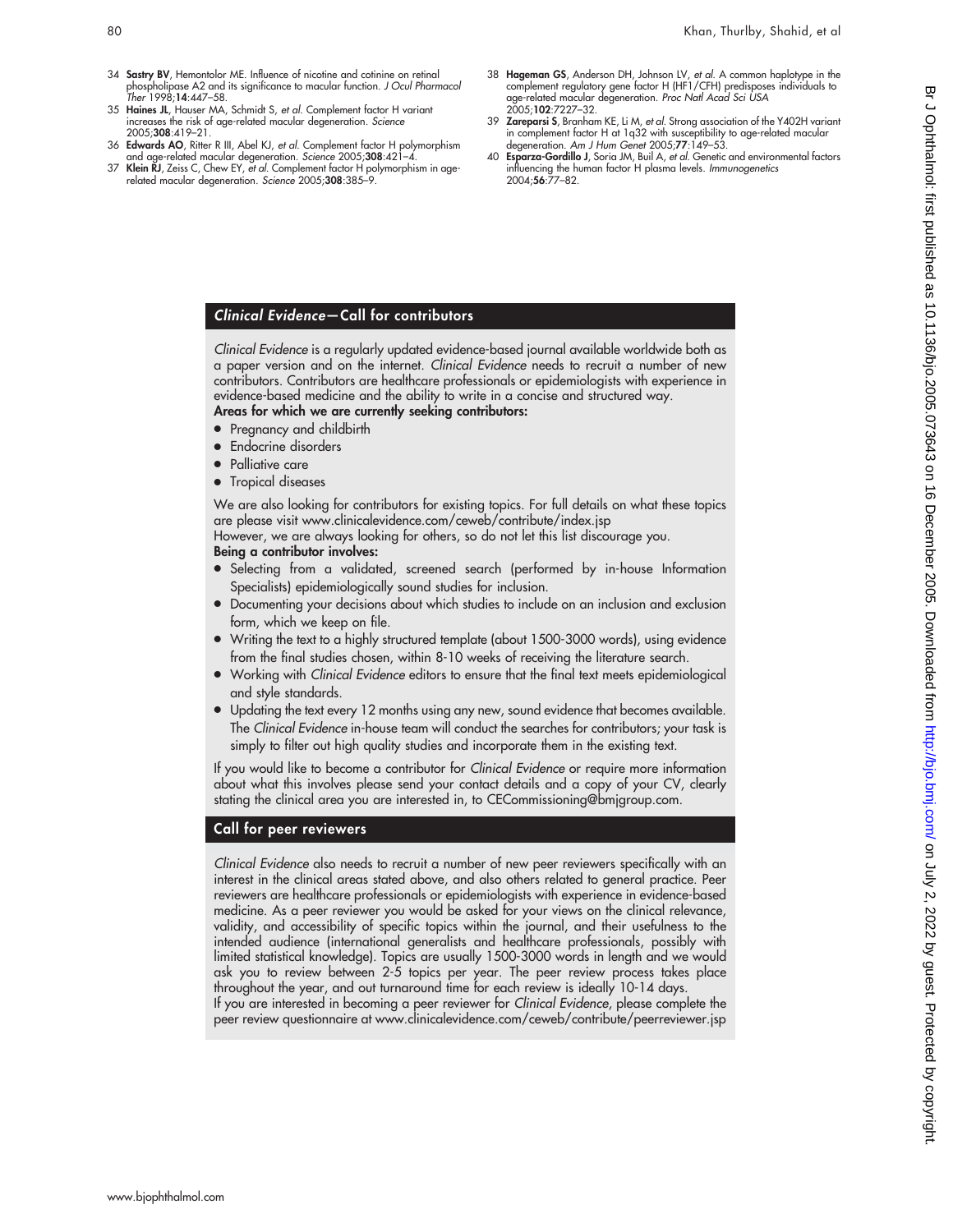34 **Sastry BV**, Hemontolor ME. Influence of nicotine and cotinine on retinal phospholipase A2 and its significance to macular function. *J Ocul Pharmacol Ther* 1998;**14**:447–58.

35 **Haines JL**, Hauser MA, Schmidt S, *et al*. Complement factor H variant increases the risk of age-related macular degeneration. *Science* 2005;**308**:419–21.

36 **Edwards AO**, Ritter R III, Abel KJ, *et al*. Complement factor H polymorphism and age-related macular degeneration. *Science* 2005;**308**:421–4.

37 **Klein RJ**, Zeiss C, Chew EY, *et al*. Complement factor H polymorphism in age-related macular degeneration. *Science* 2005;**308**:385–9.

38 **Hageman GS**, Anderson DH, Johnson LV, *et al*. A common haplotype in the complement regulatory gene factor H (HF1/CFH) predisposes individuals to age-related macular degeneration. *Proc Natl Acad Sci USA* 2005;**102**:7227–32.

39 **Zareparsi S**, Branham KE, Li M, *et al*. Strong association of the Y402H variant in complement factor H at 1q32 with susceptibility to age-related macular degeneration. *Am J Hum Genet* 2005;**77**:149–53.

40 **Esparza-Gordillo J**, Soria JM, Buil A, *et al*. Genetic and environmental factors influencing the human factor H plasma levels. *Immunogenetics* 2004;**56**:77–82.

## *Clinical Evidence*—Call for contributors

*Clinical Evidence* is a regularly updated evidence-based journal available worldwide both as a paper version and on the internet. *Clinical Evidence* needs to recruit a number of new contributors. Contributors are healthcare professionals or epidemiologists with experience in evidence-based medicine and the ability to write in a concise and structured way.

**Areas for which we are currently seeking contributors:**

- Pregnancy and childbirth
- Endocrine disorders
- Palliative care
- Tropical diseases

We are also looking for contributors for existing topics. For full details on what these topics are please visit www.clinicalevidence.com/ceweb/contribute/index.jsp

However, we are always looking for others, so do not let this list discourage you.

**Being a contributor involves:**

- Selecting from a validated, screened search (performed by in-house Information Specialists) epidemiologically sound studies for inclusion.
- Documenting your decisions about which studies to include on an inclusion and exclusion form, which we keep on file.
- Writing the text to a highly structured template (about 1500-3000 words), using evidence from the final studies chosen, within 8-10 weeks of receiving the literature search.
- Working with *Clinical Evidence* editors to ensure that the final text meets epidemiological and style standards.
- Updating the text every 12 months using any new, sound evidence that becomes available. The *Clinical Evidence* in-house team will conduct the searches for contributors; your task is simply to filter out high quality studies and incorporate them in the existing text.

If you would like to become a contributor for *Clinical Evidence* or require more information about what this involves please send your contact details and a copy of your CV, clearly stating the clinical area you are interested in, to CECommissioning@bmjgroup.com.

## Call for peer reviewers

*Clinical Evidence* also needs to recruit a number of new peer reviewers specifically with an interest in the clinical areas stated above, and also others related to general practice. Peer reviewers are healthcare professionals or epidemiologists with experience in evidence-based medicine. As a peer reviewer you would be asked for your views on the clinical relevance, validity, and accessibility of specific topics within the journal, and their usefulness to the intended audience (international generalists and healthcare professionals, possibly with limited statistical knowledge). Topics are usually 1500-3000 words in length and we would ask you to review between 2-5 topics per year. The peer review process takes place throughout the year, and out turnaround time for each review is ideally 10-14 days.

If you are interested in becoming a peer reviewer for *Clinical Evidence*, please complete the peer review questionnaire at www.clinicalevidence.com/ceweb/contribute/peerreviewer.jsp